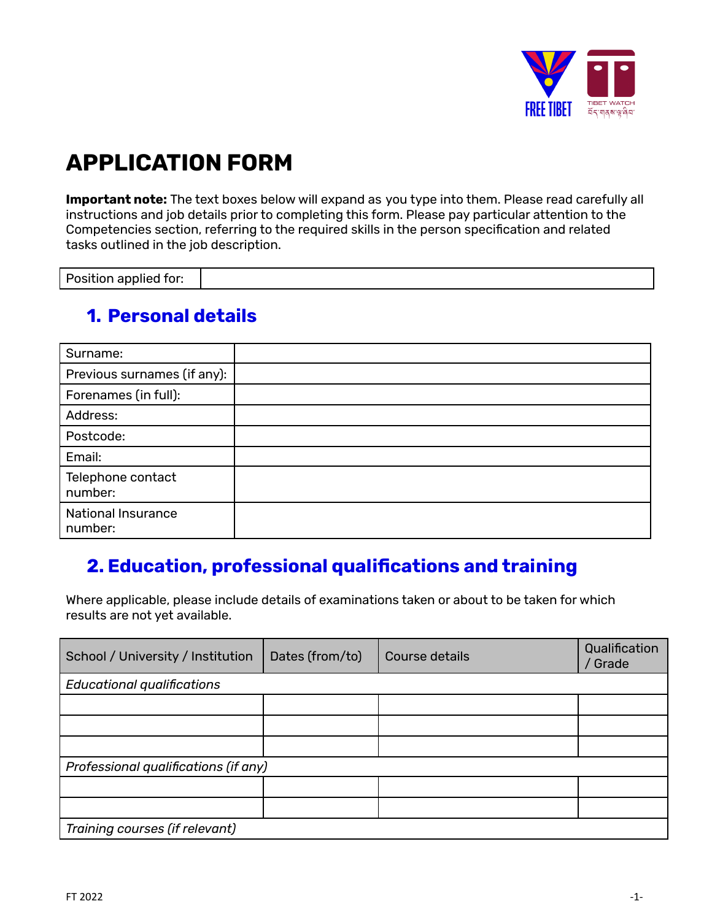# APPLICATION FORM

**Important note:** The text boxes below will expand as you type into them. Please read carefully all instructions and job details prior to completing this form. Please pay particular attention to the Competencies section, referring to the required skills in the person specification and related tasks outlined in the job description.

| Position applied for: | |
|---|---|

## 1. Personal details

| Surname: | |
|---|---|
| Previous surnames (if any): | |
| Forenames (in full): | |
| Address: | |
| Postcode: | |
| Email: | |
| Telephone contact number: | |
| National Insurance number: | |

## 2. Education, professional qualifications and training

Where applicable, please include details of examinations taken or about to be taken for which results are not yet available.

| School / University / Institution | Dates (from/to) | Course details | Qualification / Grade |
|---|---|---|---|
| *Educational qualifications* | | | |
| | | | |
| | | | |
| | | | |
| *Professional qualifications (if any)* | | | |
| | | | |
| | | | |
| *Training courses (if relevant)* | | | |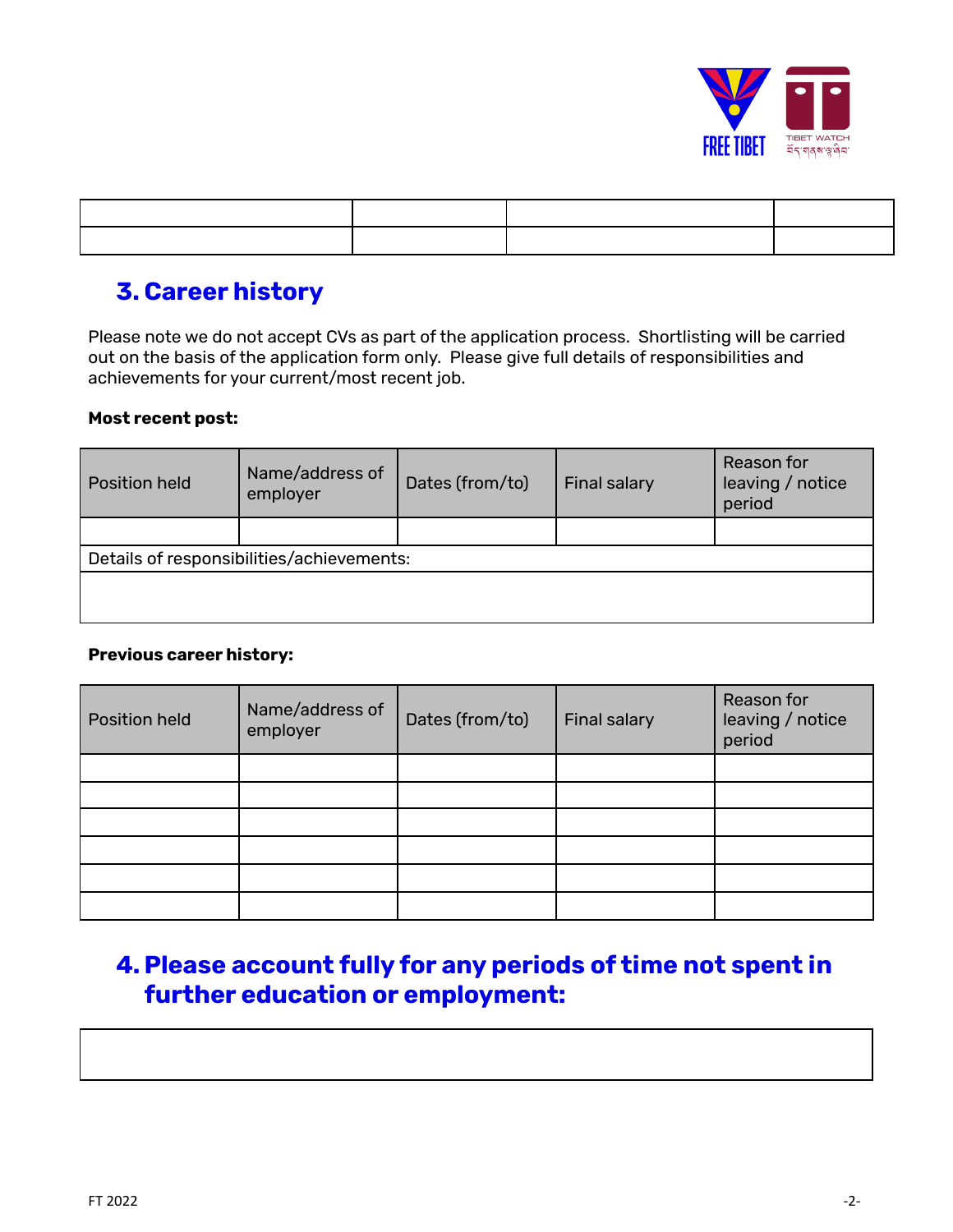| | | | |
|---|---|---|---|
| | | | |
| | | | |

## 3. Career history

Please note we do not accept CVs as part of the application process. Shortlisting will be carried out on the basis of the application form only. Please give full details of responsibilities and achievements for your current/most recent job.

**Most recent post:**

| Position held | Name/address of employer | Dates (from/to) | Final salary | Reason for leaving / notice period |
|---|---|---|---|---|
| | | | | |
| Details of responsibilities/achievements: | | | | |
| | | | | |

**Previous career history:**

| Position held | Name/address of employer | Dates (from/to) | Final salary | Reason for leaving / notice period |
|---|---|---|---|---|
| | | | | |
| | | | | |
| | | | | |
| | | | | |
| | | | | |
| | | | | |

## 4. Please account fully for any periods of time not spent in further education or employment:

| |
|---|
| |

FT 2022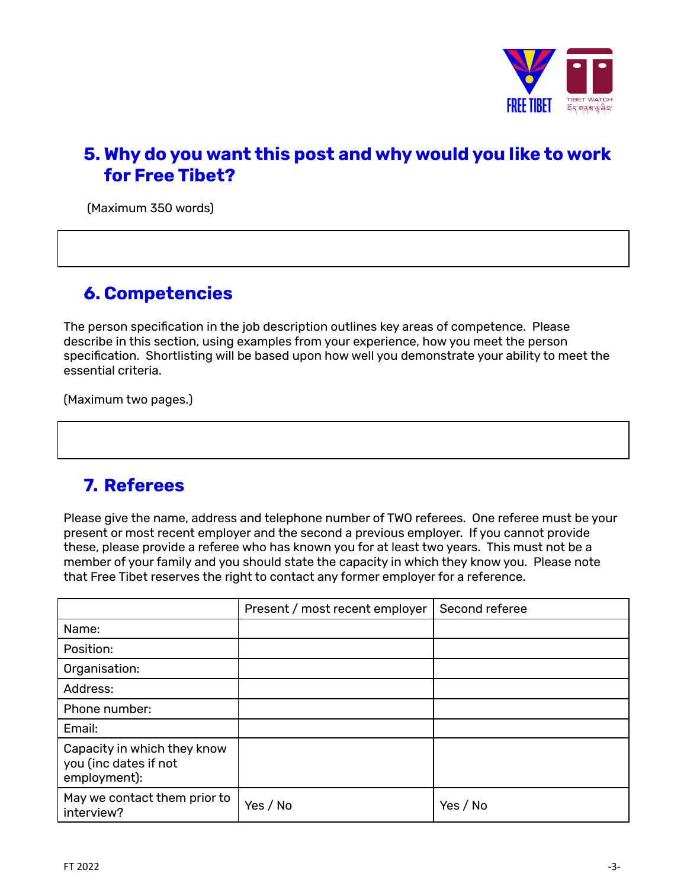## 5. Why do you want this post and why would you like to work for Free Tibet?

(Maximum 350 words)

## 6. Competencies

The person specification in the job description outlines key areas of competence. Please describe in this section, using examples from your experience, how you meet the person specification. Shortlisting will be based upon how well you demonstrate your ability to meet the essential criteria.

(Maximum two pages.)

## 7. Referees

Please give the name, address and telephone number of TWO referees. One referee must be your present or most recent employer and the second a previous employer. If you cannot provide these, please provide a referee who has known you for at least two years. This must not be a member of your family and you should state the capacity in which they know you. Please note that Free Tibet reserves the right to contact any former employer for a reference.

| | Present / most recent employer | Second referee |
|---|---|---|
| Name: | | |
| Position: | | |
| Organisation: | | |
| Address: | | |
| Phone number: | | |
| Email: | | |
| Capacity in which they know you (inc dates if not employment): | | |
| May we contact them prior to interview? | Yes / No | Yes / No |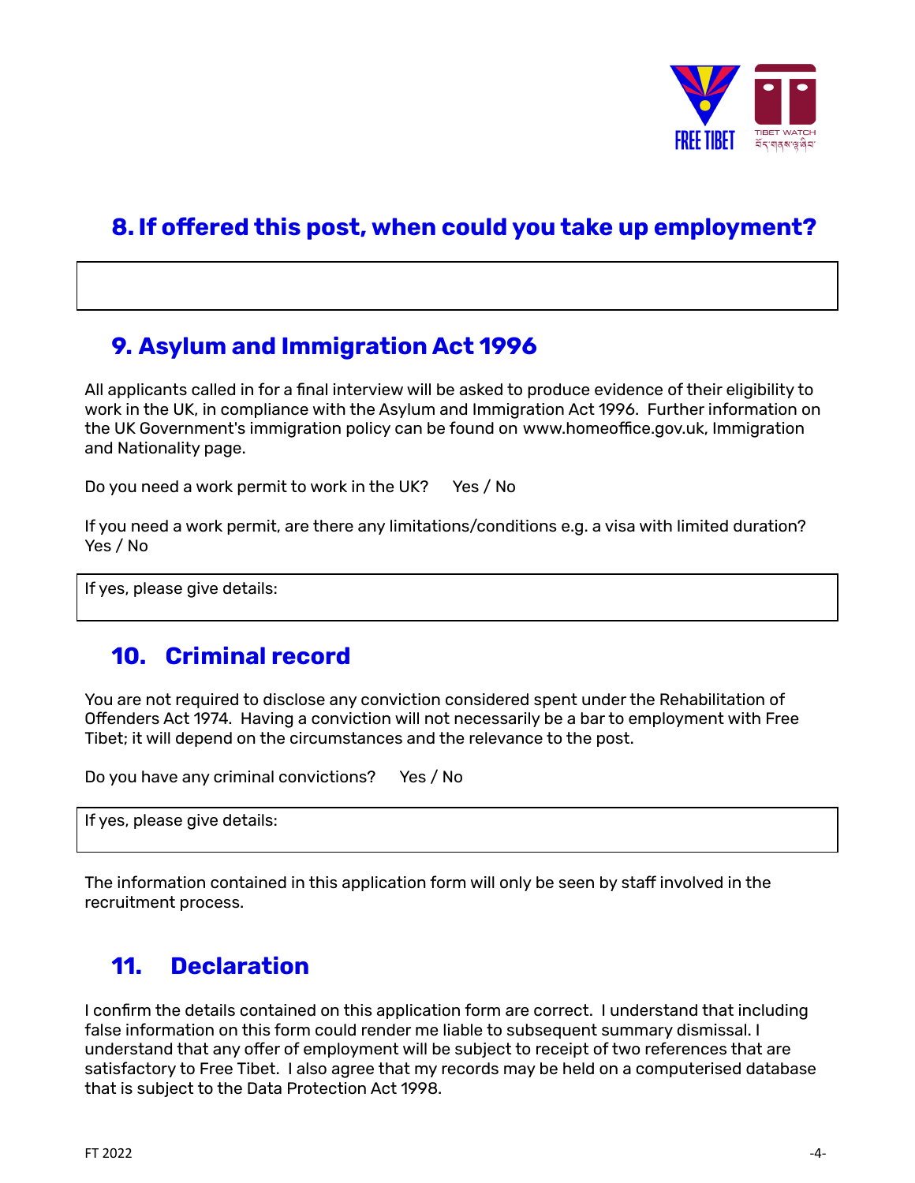## 8. If offered this post, when could you take up employment?

| |
|---|
| |

## 9. Asylum and Immigration Act 1996

All applicants called in for a final interview will be asked to produce evidence of their eligibility to work in the UK, in compliance with the Asylum and Immigration Act 1996. Further information on the UK Government's immigration policy can be found on www.homeoffice.gov.uk, Immigration and Nationality page.

Do you need a work permit to work in the UK? Yes / No

If you need a work permit, are there any limitations/conditions e.g. a visa with limited duration? Yes / No

| If yes, please give details: |
|---|
| |

## 10. Criminal record

You are not required to disclose any conviction considered spent under the Rehabilitation of Offenders Act 1974. Having a conviction will not necessarily be a bar to employment with Free Tibet; it will depend on the circumstances and the relevance to the post.

Do you have any criminal convictions? Yes / No

| If yes, please give details: |
|---|
| |

The information contained in this application form will only be seen by staff involved in the recruitment process.

## 11. Declaration

I confirm the details contained on this application form are correct. I understand that including false information on this form could render me liable to subsequent summary dismissal. I understand that any offer of employment will be subject to receipt of two references that are satisfactory to Free Tibet. I also agree that my records may be held on a computerised database that is subject to the Data Protection Act 1998.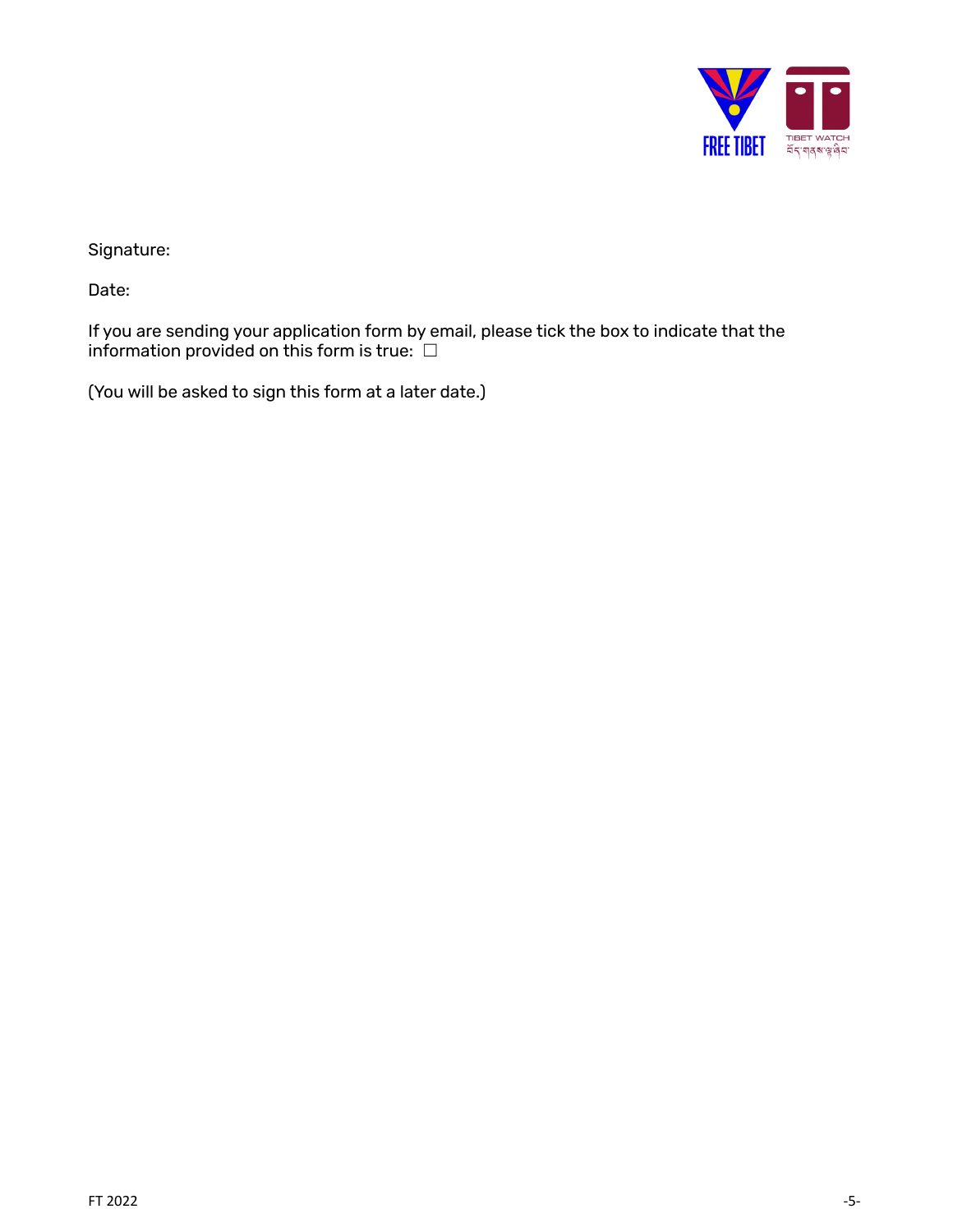Signature:

Date:

If you are sending your application form by email, please tick the box to indicate that the information provided on this form is true: ☐

(You will be asked to sign this form at a later date.)